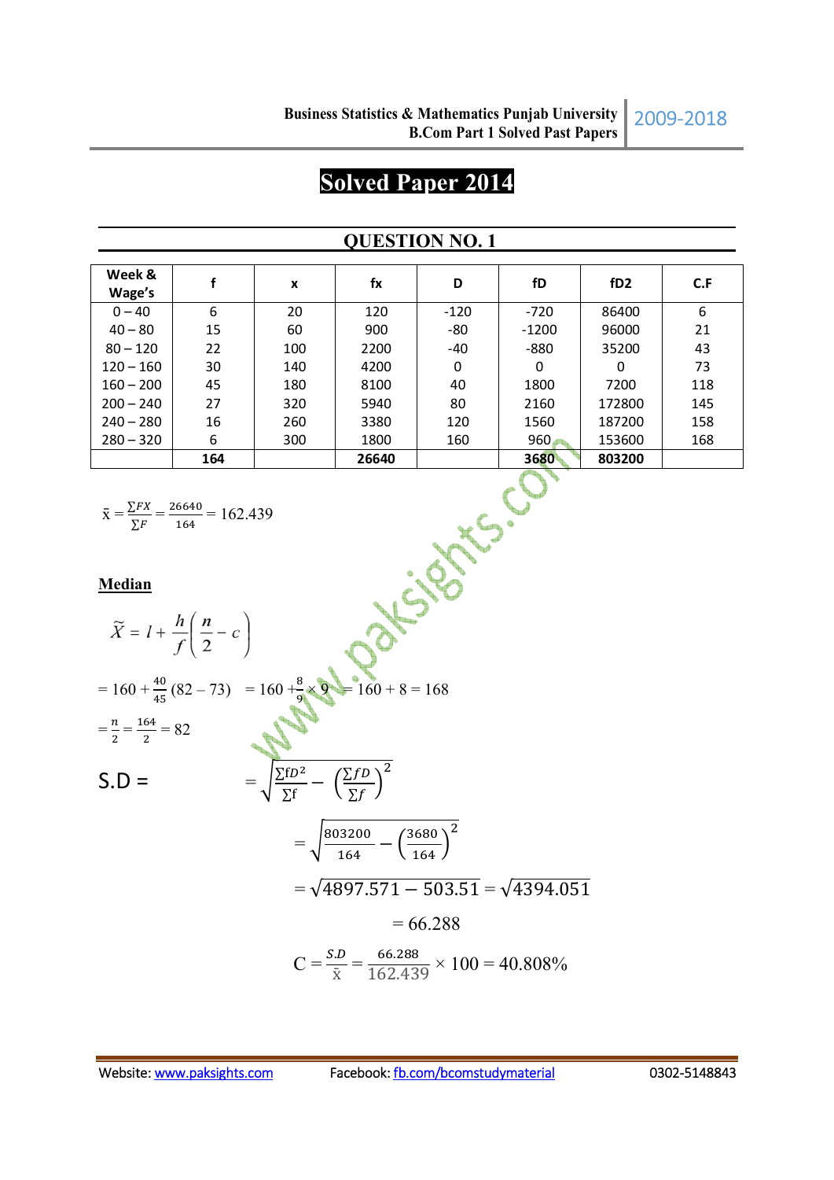# Solved Paper 2014

## QUESTION NO. 1

| Week & Wage's | f | x | fx | D | fD | fD2 | C.F |
|---|---|---|---|---|---|---|---|
| 0 – 40 | 6 | 20 | 120 | -120 | -720 | 86400 | 6 |
| 40 – 80 | 15 | 60 | 900 | -80 | -1200 | 96000 | 21 |
| 80 – 120 | 22 | 100 | 2200 | -40 | -880 | 35200 | 43 |
| 120 – 160 | 30 | 140 | 4200 | 0 | 0 | 0 | 73 |
| 160 – 200 | 45 | 180 | 8100 | 40 | 1800 | 7200 | 118 |
| 200 – 240 | 27 | 320 | 5940 | 80 | 2160 | 172800 | 145 |
| 240 – 280 | 16 | 260 | 3380 | 120 | 1560 | 187200 | 158 |
| 280 – 320 | 6 | 300 | 1800 | 160 | 960 | 153600 | 168 |
| | **164** | | **26640** | | **3680** | **803200** | |

$$\bar{x} = \frac{\sum FX}{\sum F} = \frac{26640}{164} = 162.439$$

**Median**

$$\tilde{X} = l + \frac{h}{f}\left(\frac{n}{2} - c\right)$$

$$= 160 + \frac{40}{45}(82 - 73) \quad = 160 + \frac{8}{9} \times 9 = 160 + 8 = 168$$

$$= \frac{n}{2} = \frac{164}{2} = 82$$

S.D = $$= \sqrt{\frac{\sum fD^2}{\sum f} - \left(\frac{\sum fD}{\sum f}\right)^2}$$

$$= \sqrt{\frac{803200}{164} - \left(\frac{3680}{164}\right)^2}$$

$$= \sqrt{4897.571 - 503.51} = \sqrt{4394.051}$$

$$= 66.288$$

$$C = \frac{S.D}{\bar{x}} = \frac{66.288}{162.439} \times 100 = 40.808\%$$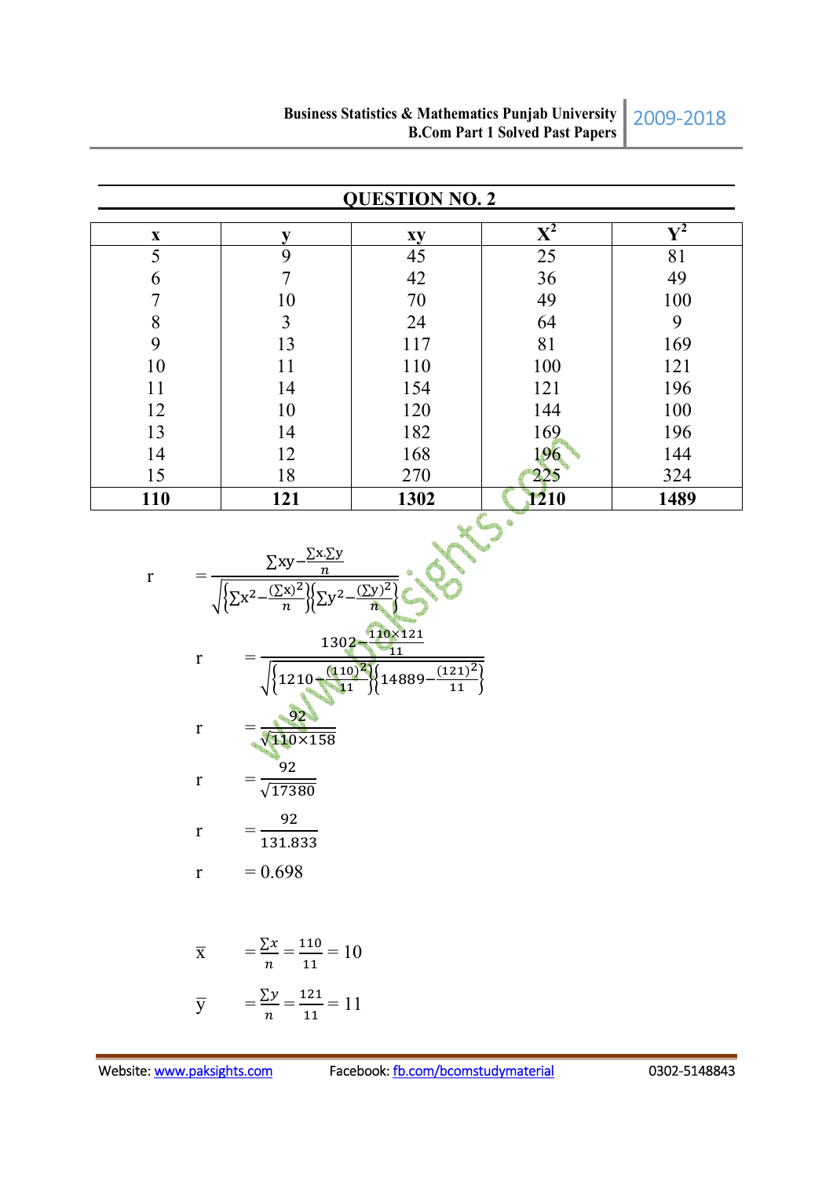## QUESTION NO. 2

| x | y | xy | $X^2$ | $Y^2$ |
|---|---|---|---|---|
| 5 | 9 | 45 | 25 | 81 |
| 6 | 7 | 42 | 36 | 49 |
| 7 | 10 | 70 | 49 | 100 |
| 8 | 3 | 24 | 64 | 9 |
| 9 | 13 | 117 | 81 | 169 |
| 10 | 11 | 110 | 100 | 121 |
| 11 | 14 | 154 | 121 | 196 |
| 12 | 10 | 120 | 144 | 100 |
| 13 | 14 | 182 | 169 | 196 |
| 14 | 12 | 168 | 196 | 144 |
| 15 | 18 | 270 | 225 | 324 |
| **110** | **121** | **1302** | **1210** | **1489** |

$$r = \frac{\sum xy - \frac{\sum x \sum y}{n}}{\sqrt{\left\{\sum x^2 - \frac{(\sum x)^2}{n}\right\}\left\{\sum y^2 - \frac{(\sum y)^2}{n}\right\}}}$$

$$r = \frac{1302 - \frac{110 \times 121}{11}}{\sqrt{\left\{1210 - \frac{(110)^2}{11}\right\}\left\{14889 - \frac{(121)^2}{11}\right\}}}$$

$$r = \frac{92}{\sqrt{110 \times 158}}$$

$$r = \frac{92}{\sqrt{17380}}$$

$$r = \frac{92}{131.833}$$

$$r = 0.698$$

$$\bar{x} = \frac{\sum x}{n} = \frac{110}{11} = 10$$

$$\bar{y} = \frac{\sum y}{n} = \frac{121}{11} = 11$$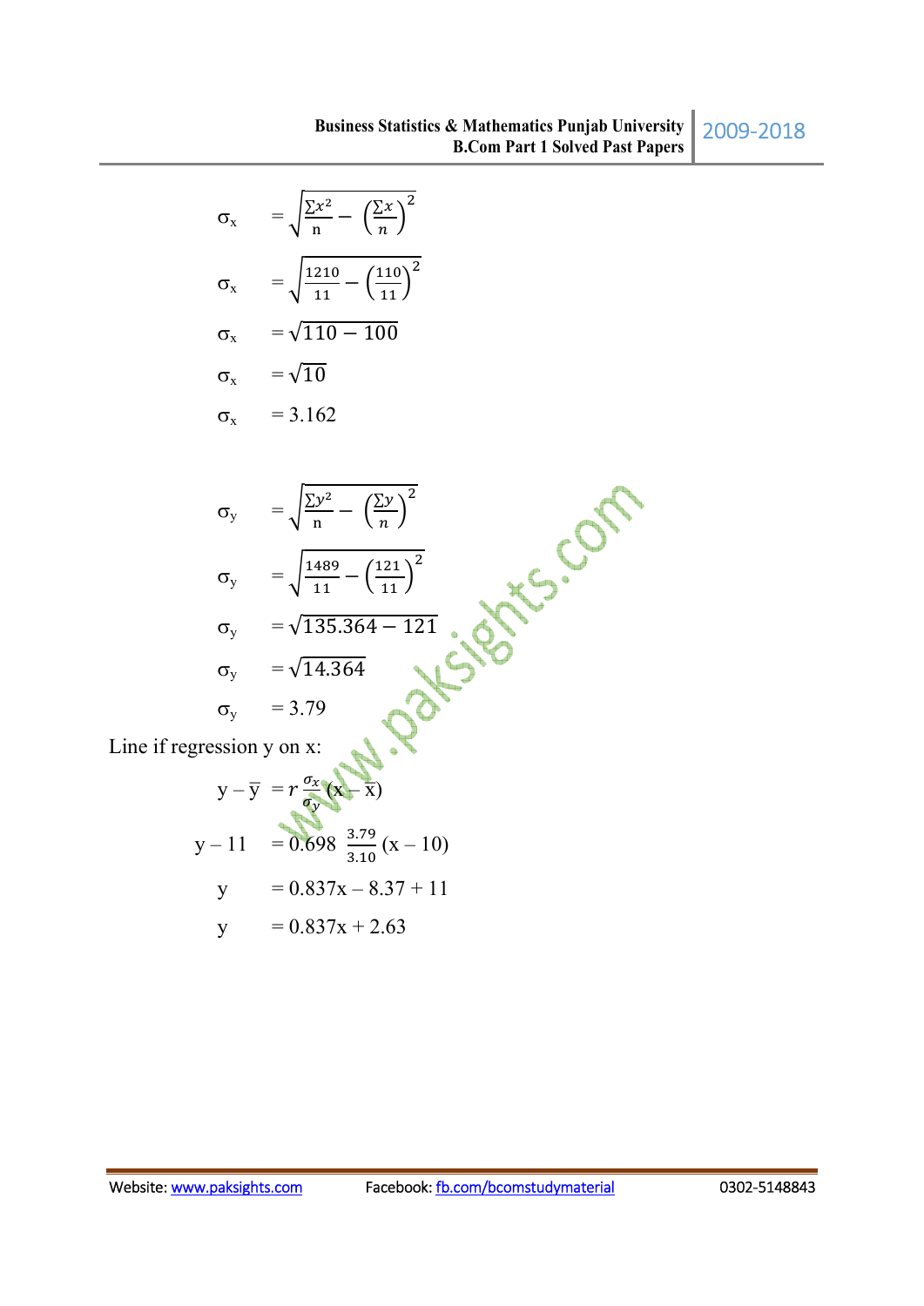$$\sigma_x = \sqrt{\frac{\sum x^2}{n} - \left(\frac{\sum x}{n}\right)^2}$$

$$\sigma_x = \sqrt{\frac{1210}{11} - \left(\frac{110}{11}\right)^2}$$

$$\sigma_x = \sqrt{110 - 100}$$

$$\sigma_x = \sqrt{10}$$

$$\sigma_x = 3.162$$

$$\sigma_y = \sqrt{\frac{\sum y^2}{n} - \left(\frac{\sum y}{n}\right)^2}$$

$$\sigma_y = \sqrt{\frac{1489}{11} - \left(\frac{121}{11}\right)^2}$$

$$\sigma_y = \sqrt{135.364 - 121}$$

$$\sigma_y = \sqrt{14.364}$$

$$\sigma_y = 3.79$$

Line if regression y on x:

$$y - \bar{y} = r\frac{\sigma_x}{\sigma_y}(x - \bar{x})$$

$$y - 11 = 0.698\ \frac{3.79}{3.10}\ (x - 10)$$

$$y = 0.837x - 8.37 + 11$$

$$y = 0.837x + 2.63$$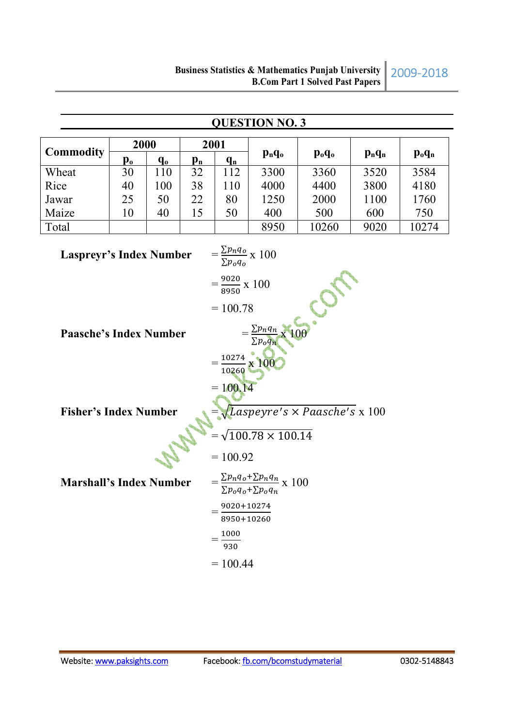## QUESTION NO. 3

| Commodity | 2000 | | 2001 | | $p_nq_o$ | $p_oq_o$ | $p_nq_n$ | $p_oq_n$ |
|---|---|---|---|---|---|---|---|---|
| | $p_o$ | $q_o$ | $p_n$ | $q_n$ | | | | |
| Wheat | 30 | 110 | 32 | 112 | 3300 | 3360 | 3520 | 3584 |
| Rice | 40 | 100 | 38 | 110 | 4000 | 4400 | 3800 | 4180 |
| Jawar | 25 | 50 | 22 | 80 | 1250 | 2000 | 1100 | 1760 |
| Maize | 10 | 40 | 15 | 50 | 400 | 500 | 600 | 750 |
| Total | | | | | 8950 | 10260 | 9020 | 10274 |

**Laspreyr's Index Number**

$$= \frac{\sum p_n q_o}{\sum p_o q_o} \text{ x } 100$$

$$= \frac{9020}{8950} \text{ x } 100$$

$$= 100.78$$

**Paasche's Index Number**

$$= \frac{\sum p_n q_n}{\sum p_o q_n} \text{ x } 100$$

$$= \frac{10274}{10260} \text{ x } 100$$

$$= 100.14$$

**Fisher's Index Number**

$$= \sqrt{Laspeyre's \times Paasche's} \text{ x } 100$$

$$= \sqrt{100.78 \times 100.14}$$

$$= 100.92$$

**Marshall's Index Number**

$$= \frac{\sum p_n q_o + \sum p_n q_n}{\sum p_o q_o + \sum p_o q_n} \text{ x } 100$$

$$= \frac{9020+10274}{8950+10260}$$

$$= \frac{1000}{930}$$

$$= 100.44$$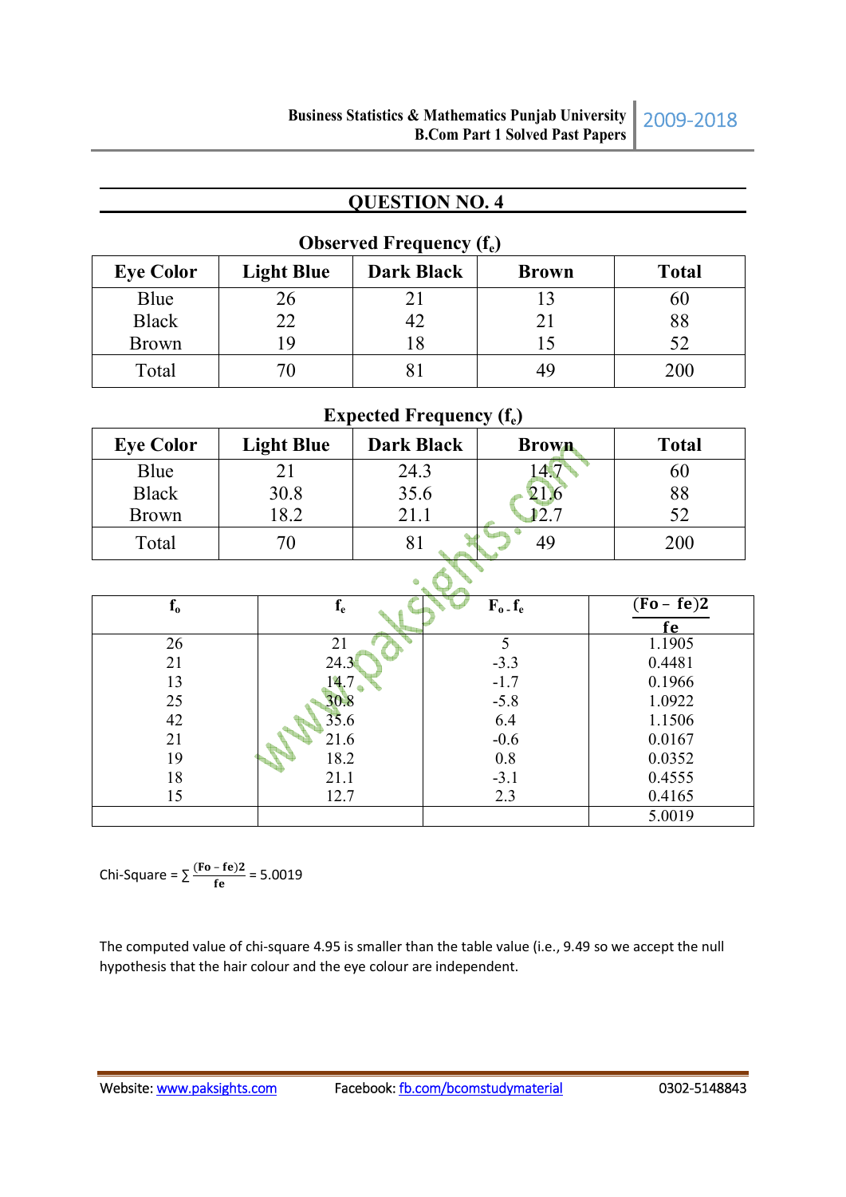## QUESTION NO. 4

**Observed Frequency ($f_e$)**

| Eye Color | Light Blue | Dark Black | Brown | Total |
|---|---|---|---|---|
| Blue | 26 | 21 | 13 | 60 |
| Black | 22 | 42 | 21 | 88 |
| Brown | 19 | 18 | 15 | 52 |
| Total | 70 | 81 | 49 | 200 |

**Expected Frequency ($f_e$)**

| Eye Color | Light Blue | Dark Black | Brown | Total |
|---|---|---|---|---|
| Blue | 21 | 24.3 | 14.7 | 60 |
| Black | 30.8 | 35.6 | 21.6 | 88 |
| Brown | 18.2 | 21.1 | 12.7 | 52 |
| Total | 70 | 81 | 49 | 200 |

| $f_o$ | $f_e$ | $F_o - f_e$ | $\frac{(Fo - fe)2}{fe}$ |
|---|---|---|---|
| 26 | 21 | 5 | 1.1905 |
| 21 | 24.3 | -3.3 | 0.4481 |
| 13 | 14.7 | -1.7 | 0.1966 |
| 25 | 30.8 | -5.8 | 1.0922 |
| 42 | 35.6 | 6.4 | 1.1506 |
| 21 | 21.6 | -0.6 | 0.0167 |
| 19 | 18.2 | 0.8 | 0.0352 |
| 18 | 21.1 | -3.1 | 0.4555 |
| 15 | 12.7 | 2.3 | 0.4165 |
| | | | 5.0019 |

Chi-Square = $\sum \frac{(Fo - fe)2}{fe}$ = 5.0019

The computed value of chi-square 4.95 is smaller than the table value (i.e., 9.49 so we accept the null hypothesis that the hair colour and the eye colour are independent.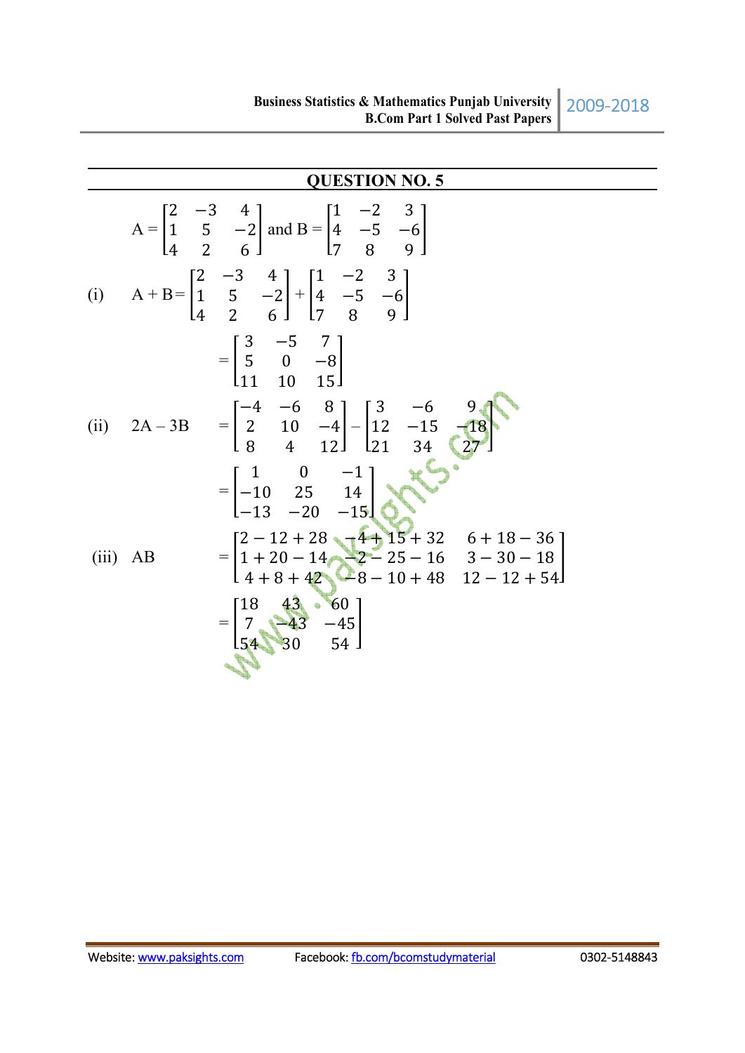## QUESTION NO. 5

$$A = \begin{bmatrix} 2 & -3 & 4 \\ 1 & 5 & -2 \\ 4 & 2 & 6 \end{bmatrix} \text{ and } B = \begin{bmatrix} 1 & -2 & 3 \\ 4 & -5 & -6 \\ 7 & 8 & 9 \end{bmatrix}$$

(i) $A + B = \begin{bmatrix} 2 & -3 & 4 \\ 1 & 5 & -2 \\ 4 & 2 & 6 \end{bmatrix} + \begin{bmatrix} 1 & -2 & 3 \\ 4 & -5 & -6 \\ 7 & 8 & 9 \end{bmatrix}$

$$= \begin{bmatrix} 3 & -5 & 7 \\ 5 & 0 & -8 \\ 11 & 10 & 15 \end{bmatrix}$$

(ii) $2A - 3B = \begin{bmatrix} -4 & -6 & 8 \\ 2 & 10 & -4 \\ 8 & 4 & 12 \end{bmatrix} - \begin{bmatrix} 3 & -6 & 9 \\ 12 & -15 & -18 \\ 21 & 34 & 27 \end{bmatrix}$

$$= \begin{bmatrix} 1 & 0 & -1 \\ -10 & 25 & 14 \\ -13 & -20 & -15 \end{bmatrix}$$

(iii) $AB = \begin{bmatrix} 2-12+28 & -4+15+32 & 6+18-36 \\ 1+20-14 & -2-25-16 & 3-30-18 \\ 4+8+42 & -8-10+48 & 12-12+54 \end{bmatrix}$

$$= \begin{bmatrix} 18 & 43 & 60 \\ 7 & -43 & -45 \\ 54 & 30 & 54 \end{bmatrix}$$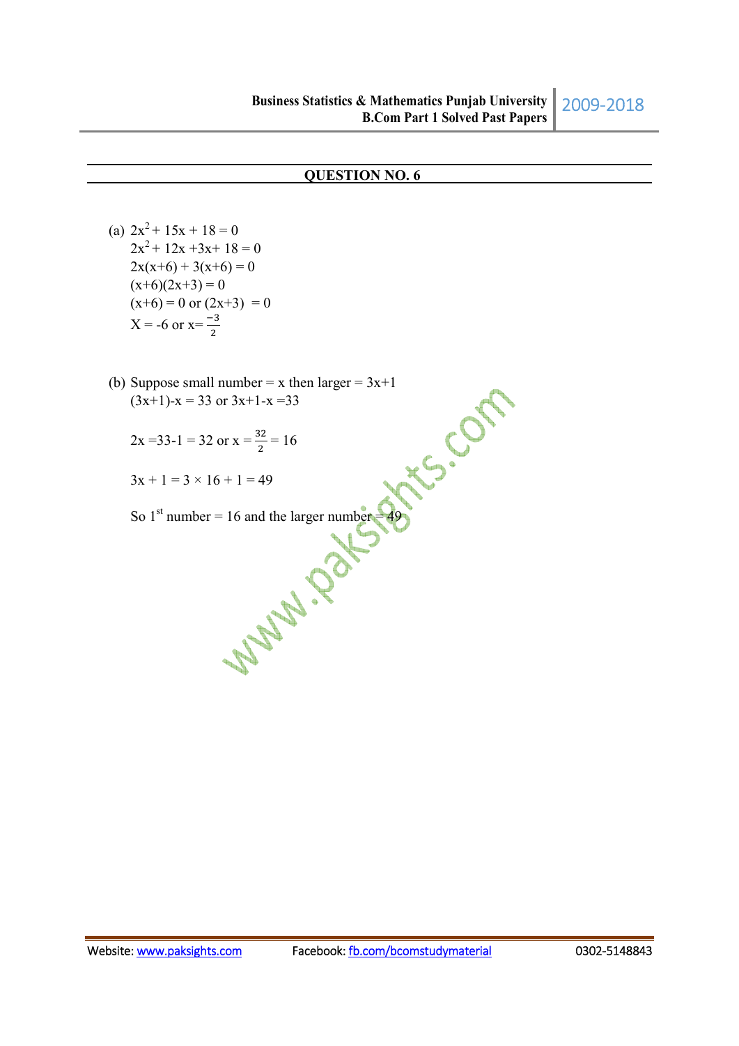## QUESTION NO. 6

(a) $2x^2 + 15x + 18 = 0$

$2x^2 + 12x + 3x + 18 = 0$

$2x(x+6) + 3(x+6) = 0$

$(x+6)(2x+3) = 0$

$(x+6) = 0$ or $(2x+3) = 0$

$X = -6$ or $x = \frac{-3}{2}$

(b) Suppose small number = x then larger = 3x+1

$(3x+1)-x = 33$ or $3x+1-x = 33$

$2x = 33-1 = 32$ or $x = \frac{32}{2} = 16$

$3x + 1 = 3 \times 16 + 1 = 49$

So 1st number = 16 and the larger number = 49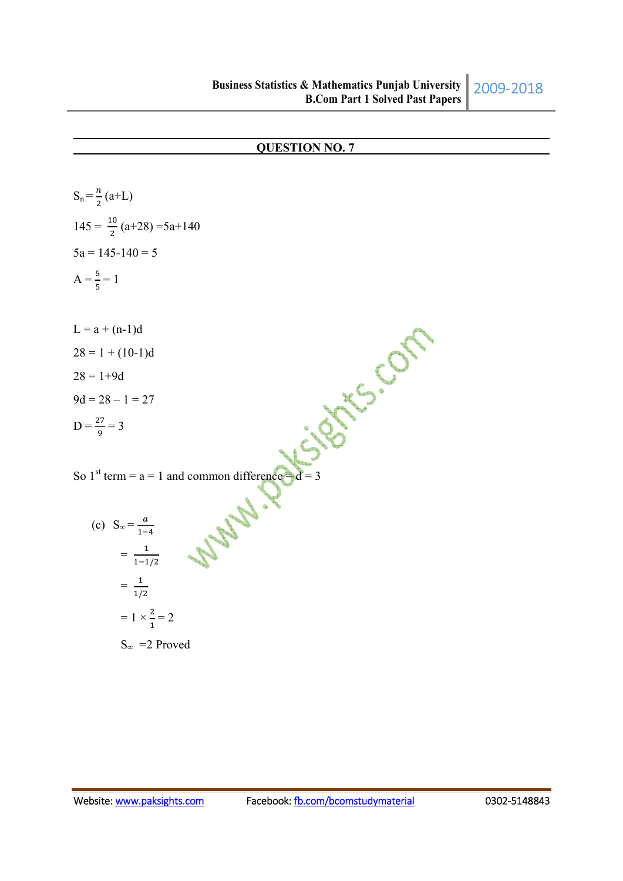## QUESTION NO. 7

$S_n = \frac{n}{2}(a+L)$

$145 = \frac{10}{2}(a+28) = 5a+140$

$5a = 145-140 = 5$

$A = \frac{5}{5} = 1$

$L = a + (n-1)d$

$28 = 1 + (10-1)d$

$28 = 1+9d$

$9d = 28 – 1 = 27$

$D = \frac{27}{9} = 3$

So 1st term = a = 1 and common difference = d = 3

(c) $S_\infty = \frac{a}{1-4}$

$= \frac{1}{1-1/2}$

$= \frac{1}{1/2}$

$= 1 \times \frac{2}{1} = 2$

$S_\infty = 2$ Proved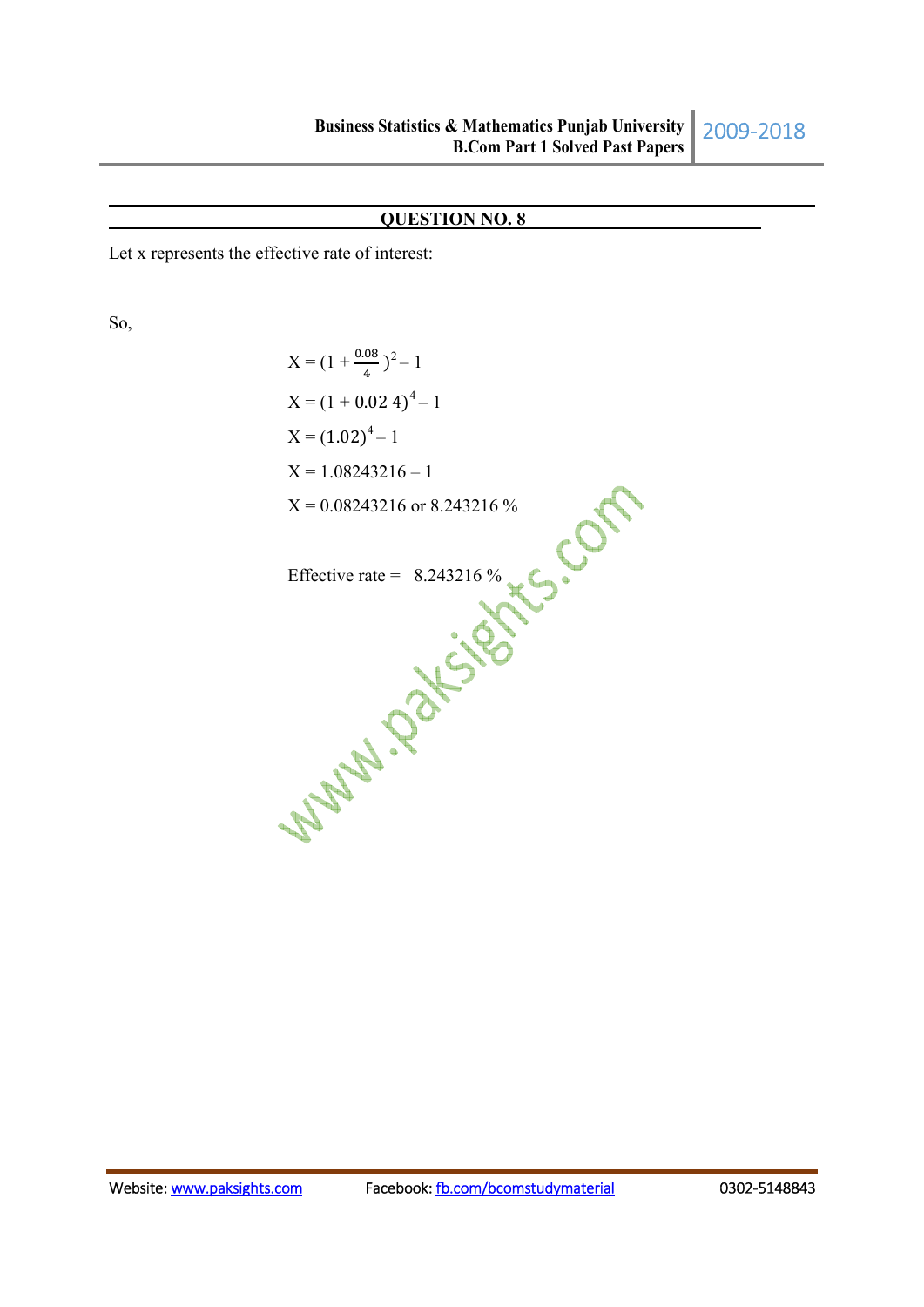## QUESTION NO. 8

Let x represents the effective rate of interest:

So,

$$X = (1 + \frac{0.08}{4})^2 - 1$$

$$X = (1 + 0.02\ 4)^4 - 1$$

$$X = (1.02)^4 - 1$$

$$X = 1.08243216 - 1$$

$$X = 0.08243216 \text{ or } 8.243216\ \%$$

Effective rate = 8.243216 %